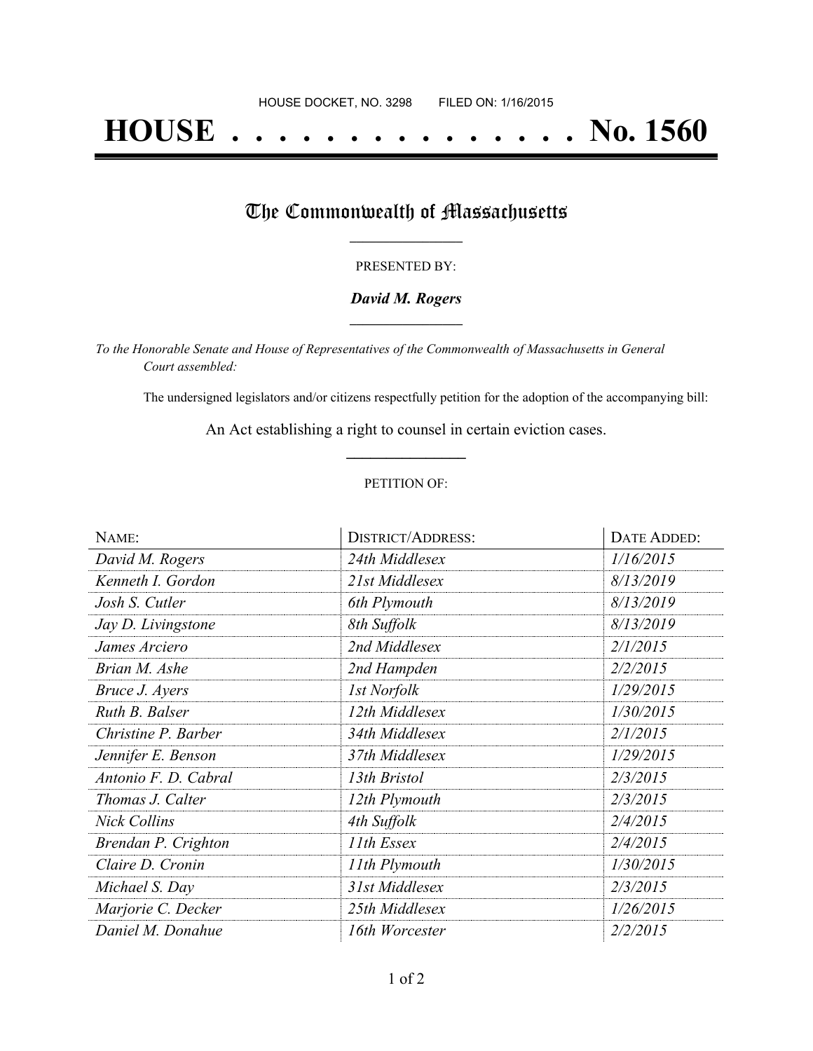HOUSE DOCKET, NO. 3298        FILED ON: 1/16/2015

# HOUSE . . . . . . . . . . . . . . . No. 1560

## The Commonwealth of Massachusetts

PRESENTED BY:

***David M. Rogers***

*To the Honorable Senate and House of Representatives of the Commonwealth of Massachusetts in General Court assembled:*

The undersigned legislators and/or citizens respectfully petition for the adoption of the accompanying bill:

An Act establishing a right to counsel in certain eviction cases.

PETITION OF:

| NAME: | DISTRICT/ADDRESS: | DATE ADDED: |
|---|---|---|
| *David M. Rogers* | *24th Middlesex* | *1/16/2015* |
| *Kenneth I. Gordon* | *21st Middlesex* | *8/13/2019* |
| *Josh S. Cutler* | *6th Plymouth* | *8/13/2019* |
| *Jay D. Livingstone* | *8th Suffolk* | *8/13/2019* |
| *James Arciero* | *2nd Middlesex* | *2/1/2015* |
| *Brian M. Ashe* | *2nd Hampden* | *2/2/2015* |
| *Bruce J. Ayers* | *1st Norfolk* | *1/29/2015* |
| *Ruth B. Balser* | *12th Middlesex* | *1/30/2015* |
| *Christine P. Barber* | *34th Middlesex* | *2/1/2015* |
| *Jennifer E. Benson* | *37th Middlesex* | *1/29/2015* |
| *Antonio F. D. Cabral* | *13th Bristol* | *2/3/2015* |
| *Thomas J. Calter* | *12th Plymouth* | *2/3/2015* |
| *Nick Collins* | *4th Suffolk* | *2/4/2015* |
| *Brendan P. Crighton* | *11th Essex* | *2/4/2015* |
| *Claire D. Cronin* | *11th Plymouth* | *1/30/2015* |
| *Michael S. Day* | *31st Middlesex* | *2/3/2015* |
| *Marjorie C. Decker* | *25th Middlesex* | *1/26/2015* |
| *Daniel M. Donahue* | *16th Worcester* | *2/2/2015* |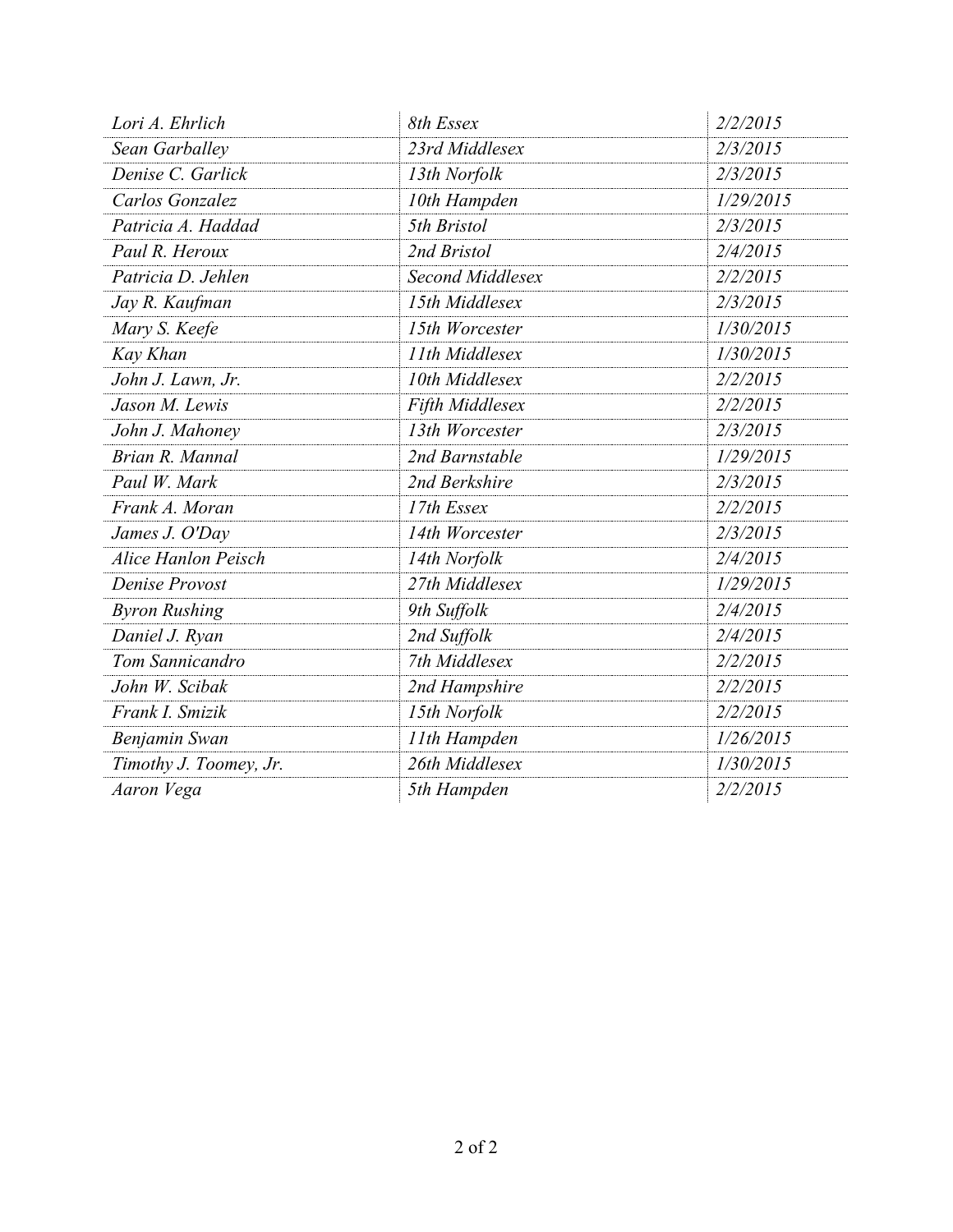| | | |
|---|---|---|
| *Lori A. Ehrlich* | *8th Essex* | *2/2/2015* |
| *Sean Garballey* | *23rd Middlesex* | *2/3/2015* |
| *Denise C. Garlick* | *13th Norfolk* | *2/3/2015* |
| *Carlos Gonzalez* | *10th Hampden* | *1/29/2015* |
| *Patricia A. Haddad* | *5th Bristol* | *2/3/2015* |
| *Paul R. Heroux* | *2nd Bristol* | *2/4/2015* |
| *Patricia D. Jehlen* | *Second Middlesex* | *2/2/2015* |
| *Jay R. Kaufman* | *15th Middlesex* | *2/3/2015* |
| *Mary S. Keefe* | *15th Worcester* | *1/30/2015* |
| *Kay Khan* | *11th Middlesex* | *1/30/2015* |
| *John J. Lawn, Jr.* | *10th Middlesex* | *2/2/2015* |
| *Jason M. Lewis* | *Fifth Middlesex* | *2/2/2015* |
| *John J. Mahoney* | *13th Worcester* | *2/3/2015* |
| *Brian R. Mannal* | *2nd Barnstable* | *1/29/2015* |
| *Paul W. Mark* | *2nd Berkshire* | *2/3/2015* |
| *Frank A. Moran* | *17th Essex* | *2/2/2015* |
| *James J. O'Day* | *14th Worcester* | *2/3/2015* |
| *Alice Hanlon Peisch* | *14th Norfolk* | *2/4/2015* |
| *Denise Provost* | *27th Middlesex* | *1/29/2015* |
| *Byron Rushing* | *9th Suffolk* | *2/4/2015* |
| *Daniel J. Ryan* | *2nd Suffolk* | *2/4/2015* |
| *Tom Sannicandro* | *7th Middlesex* | *2/2/2015* |
| *John W. Scibak* | *2nd Hampshire* | *2/2/2015* |
| *Frank I. Smizik* | *15th Norfolk* | *2/2/2015* |
| *Benjamin Swan* | *11th Hampden* | *1/26/2015* |
| *Timothy J. Toomey, Jr.* | *26th Middlesex* | *1/30/2015* |
| *Aaron Vega* | *5th Hampden* | *2/2/2015* |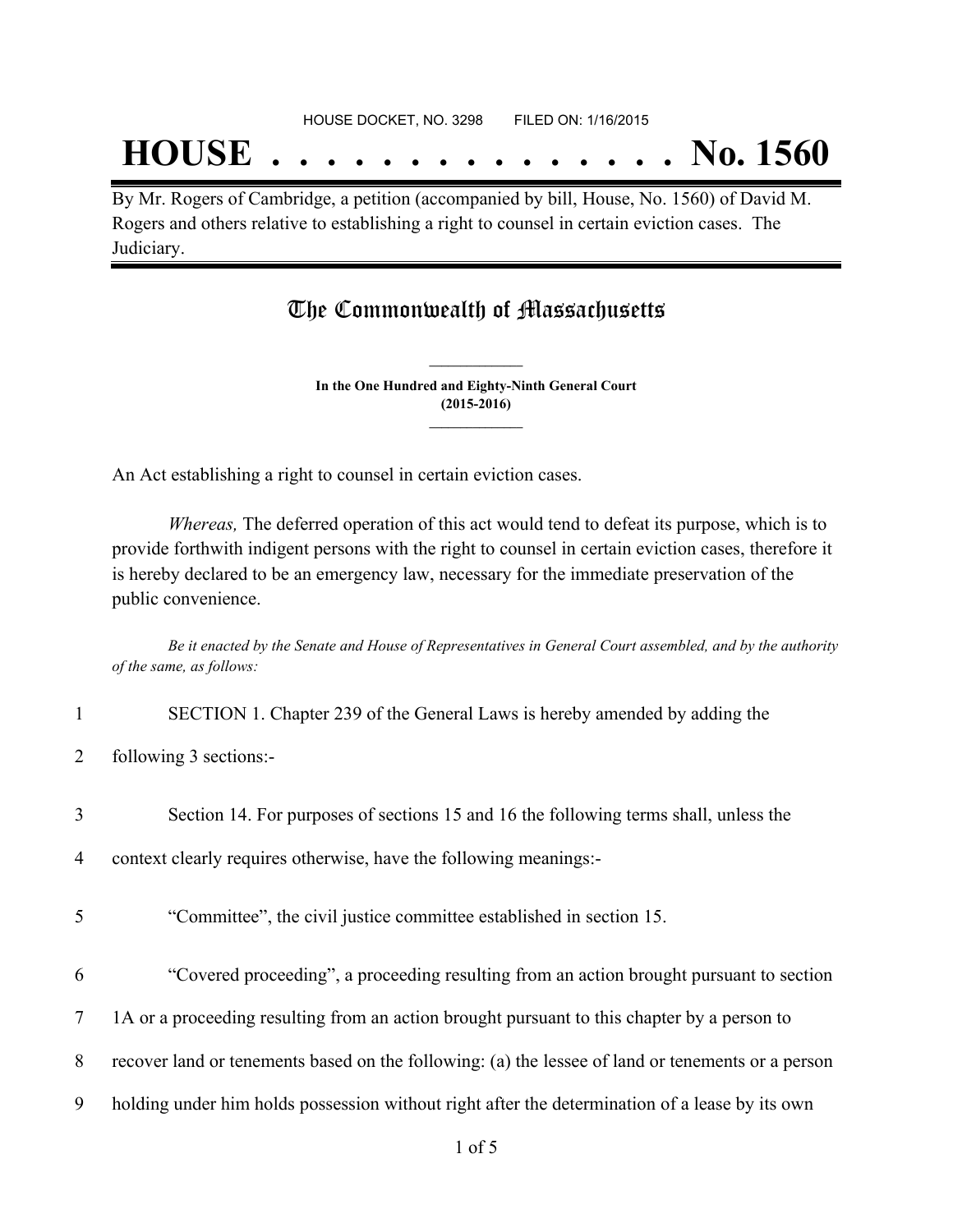HOUSE DOCKET, NO. 3298 FILED ON: 1/16/2015

# HOUSE . . . . . . . . . . . . . . . No. 1560

By Mr. Rogers of Cambridge, a petition (accompanied by bill, House, No. 1560) of David M. Rogers and others relative to establishing a right to counsel in certain eviction cases. The Judiciary.

## The Commonwealth of Massachusetts

**In the One Hundred and Eighty-Ninth General Court**
**(2015-2016)**

An Act establishing a right to counsel in certain eviction cases.

*Whereas,* The deferred operation of this act would tend to defeat its purpose, which is to provide forthwith indigent persons with the right to counsel in certain eviction cases, therefore it is hereby declared to be an emergency law, necessary for the immediate preservation of the public convenience.

*Be it enacted by the Senate and House of Representatives in General Court assembled, and by the authority of the same, as follows:*

1 SECTION 1. Chapter 239 of the General Laws is hereby amended by adding the
2 following 3 sections:-

3 Section 14. For purposes of sections 15 and 16 the following terms shall, unless the
4 context clearly requires otherwise, have the following meanings:-

5 "Committee", the civil justice committee established in section 15.

6 "Covered proceeding", a proceeding resulting from an action brought pursuant to section
7 1A or a proceeding resulting from an action brought pursuant to this chapter by a person to
8 recover land or tenements based on the following: (a) the lessee of land or tenements or a person
9 holding under him holds possession without right after the determination of a lease by its own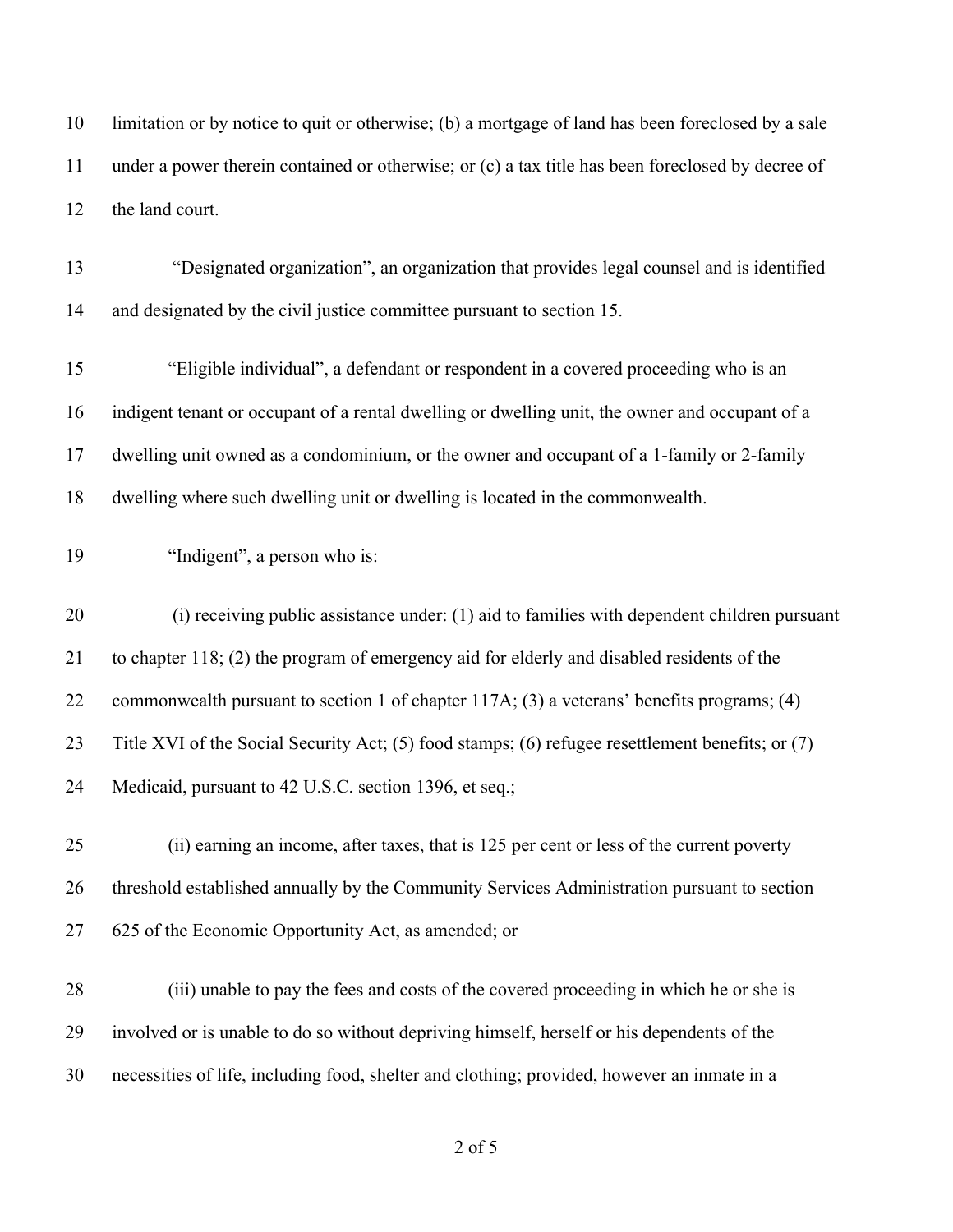limitation or by notice to quit or otherwise; (b) a mortgage of land has been foreclosed by a sale under a power therein contained or otherwise; or (c) a tax title has been foreclosed by decree of the land court.

"Designated organization", an organization that provides legal counsel and is identified and designated by the civil justice committee pursuant to section 15.

"Eligible individual", a defendant or respondent in a covered proceeding who is an indigent tenant or occupant of a rental dwelling or dwelling unit, the owner and occupant of a dwelling unit owned as a condominium, or the owner and occupant of a 1-family or 2-family dwelling where such dwelling unit or dwelling is located in the commonwealth.

"Indigent", a person who is:

(i) receiving public assistance under: (1) aid to families with dependent children pursuant to chapter 118; (2) the program of emergency aid for elderly and disabled residents of the commonwealth pursuant to section 1 of chapter 117A; (3) a veterans' benefits programs; (4) Title XVI of the Social Security Act; (5) food stamps; (6) refugee resettlement benefits; or (7) Medicaid, pursuant to 42 U.S.C. section 1396, et seq.;

(ii) earning an income, after taxes, that is 125 per cent or less of the current poverty threshold established annually by the Community Services Administration pursuant to section 625 of the Economic Opportunity Act, as amended; or

(iii) unable to pay the fees and costs of the covered proceeding in which he or she is involved or is unable to do so without depriving himself, herself or his dependents of the necessities of life, including food, shelter and clothing; provided, however an inmate in a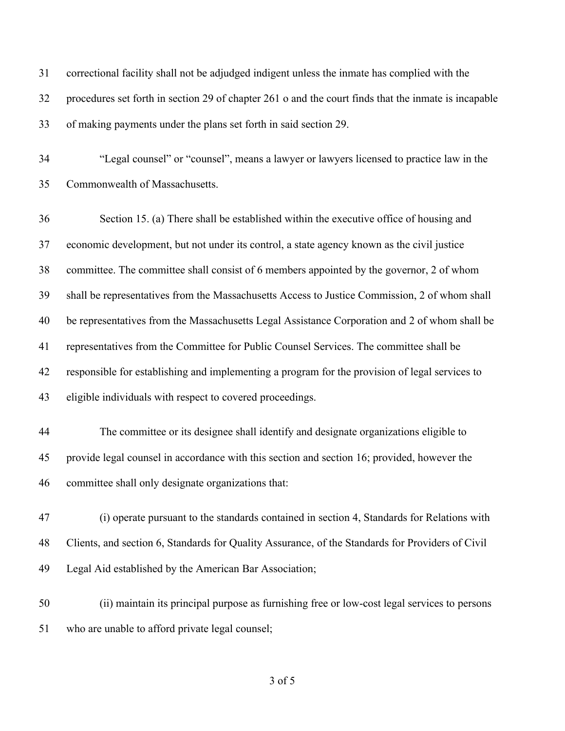correctional facility shall not be adjudged indigent unless the inmate has complied with the procedures set forth in section 29 of chapter 261 o and the court finds that the inmate is incapable of making payments under the plans set forth in said section 29.

"Legal counsel" or "counsel", means a lawyer or lawyers licensed to practice law in the Commonwealth of Massachusetts.

Section 15. (a) There shall be established within the executive office of housing and economic development, but not under its control, a state agency known as the civil justice committee. The committee shall consist of 6 members appointed by the governor, 2 of whom shall be representatives from the Massachusetts Access to Justice Commission, 2 of whom shall be representatives from the Massachusetts Legal Assistance Corporation and 2 of whom shall be representatives from the Committee for Public Counsel Services. The committee shall be responsible for establishing and implementing a program for the provision of legal services to eligible individuals with respect to covered proceedings.

The committee or its designee shall identify and designate organizations eligible to provide legal counsel in accordance with this section and section 16; provided, however the committee shall only designate organizations that:

(i) operate pursuant to the standards contained in section 4, Standards for Relations with Clients, and section 6, Standards for Quality Assurance, of the Standards for Providers of Civil Legal Aid established by the American Bar Association;

(ii) maintain its principal purpose as furnishing free or low-cost legal services to persons who are unable to afford private legal counsel;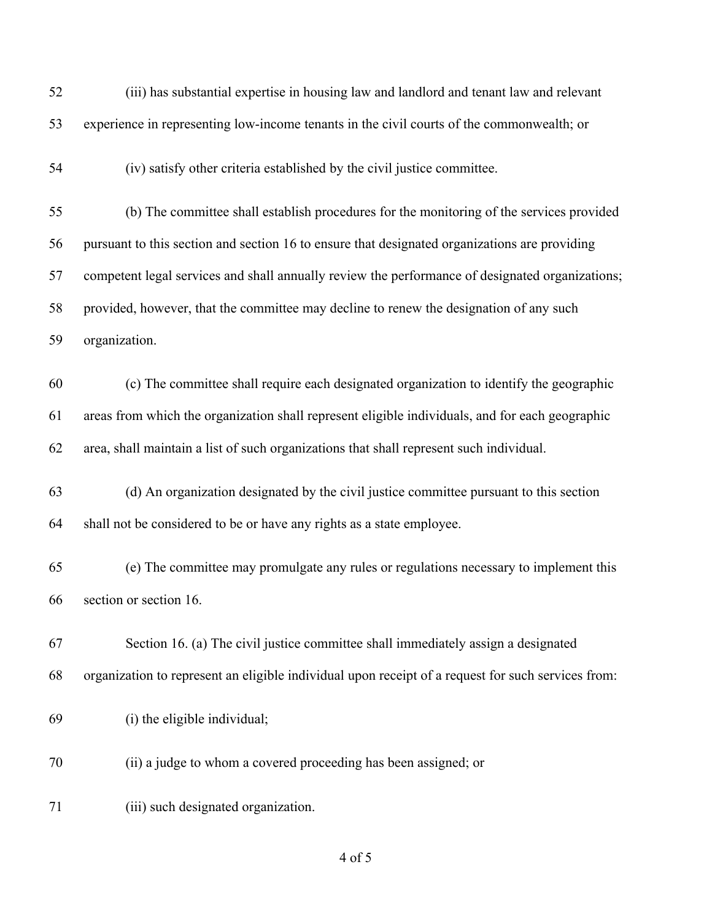(iii) has substantial expertise in housing law and landlord and tenant law and relevant experience in representing low-income tenants in the civil courts of the commonwealth; or

(iv) satisfy other criteria established by the civil justice committee.

(b) The committee shall establish procedures for the monitoring of the services provided pursuant to this section and section 16 to ensure that designated organizations are providing competent legal services and shall annually review the performance of designated organizations; provided, however, that the committee may decline to renew the designation of any such organization.

(c) The committee shall require each designated organization to identify the geographic areas from which the organization shall represent eligible individuals, and for each geographic area, shall maintain a list of such organizations that shall represent such individual.

(d) An organization designated by the civil justice committee pursuant to this section shall not be considered to be or have any rights as a state employee.

(e) The committee may promulgate any rules or regulations necessary to implement this section or section 16.

Section 16. (a) The civil justice committee shall immediately assign a designated organization to represent an eligible individual upon receipt of a request for such services from:

(i) the eligible individual;

(ii) a judge to whom a covered proceeding has been assigned; or

(iii) such designated organization.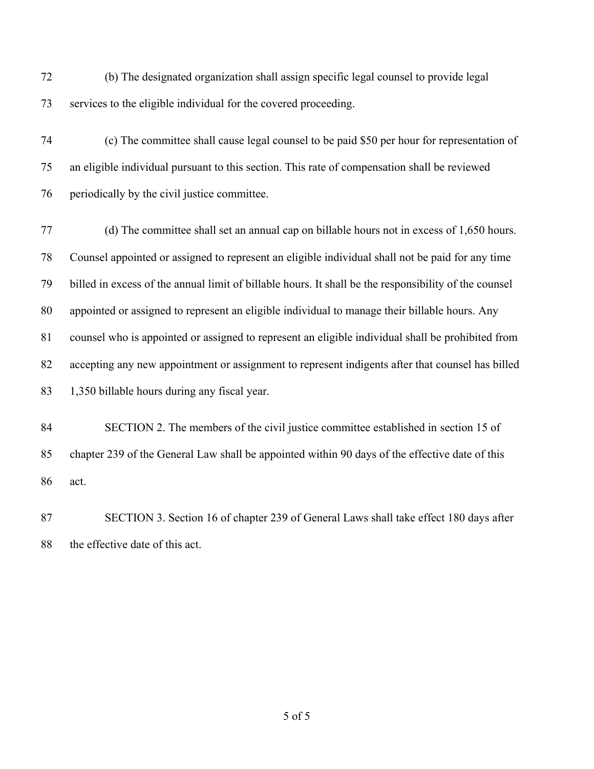(b) The designated organization shall assign specific legal counsel to provide legal services to the eligible individual for the covered proceeding.

(c) The committee shall cause legal counsel to be paid $50 per hour for representation of an eligible individual pursuant to this section. This rate of compensation shall be reviewed periodically by the civil justice committee.

(d) The committee shall set an annual cap on billable hours not in excess of 1,650 hours. Counsel appointed or assigned to represent an eligible individual shall not be paid for any time billed in excess of the annual limit of billable hours. It shall be the responsibility of the counsel appointed or assigned to represent an eligible individual to manage their billable hours. Any counsel who is appointed or assigned to represent an eligible individual shall be prohibited from accepting any new appointment or assignment to represent indigents after that counsel has billed 1,350 billable hours during any fiscal year.

SECTION 2. The members of the civil justice committee established in section 15 of chapter 239 of the General Law shall be appointed within 90 days of the effective date of this act.

SECTION 3. Section 16 of chapter 239 of General Laws shall take effect 180 days after the effective date of this act.